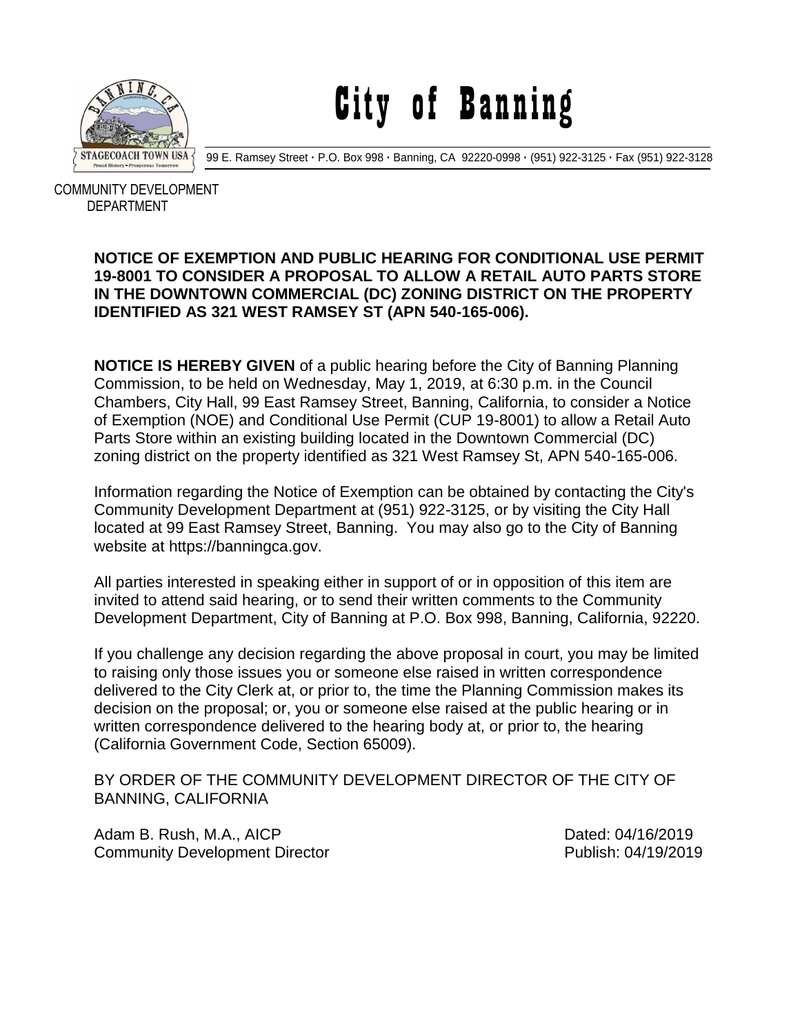# City of Banning

99 E. Ramsey Street · P.O. Box 998 · Banning, CA 92220-0998 · (951) 922-3125 · Fax (951) 922-3128

COMMUNITY DEVELOPMENT DEPARTMENT

**NOTICE OF EXEMPTION AND PUBLIC HEARING FOR CONDITIONAL USE PERMIT 19-8001 TO CONSIDER A PROPOSAL TO ALLOW A RETAIL AUTO PARTS STORE IN THE DOWNTOWN COMMERCIAL (DC) ZONING DISTRICT ON THE PROPERTY IDENTIFIED AS 321 WEST RAMSEY ST (APN 540-165-006).**

**NOTICE IS HEREBY GIVEN** of a public hearing before the City of Banning Planning Commission, to be held on Wednesday, May 1, 2019, at 6:30 p.m. in the Council Chambers, City Hall, 99 East Ramsey Street, Banning, California, to consider a Notice of Exemption (NOE) and Conditional Use Permit (CUP 19-8001) to allow a Retail Auto Parts Store within an existing building located in the Downtown Commercial (DC) zoning district on the property identified as 321 West Ramsey St, APN 540-165-006.

Information regarding the Notice of Exemption can be obtained by contacting the City's Community Development Department at (951) 922-3125, or by visiting the City Hall located at 99 East Ramsey Street, Banning. You may also go to the City of Banning website at https://banningca.gov.

All parties interested in speaking either in support of or in opposition of this item are invited to attend said hearing, or to send their written comments to the Community Development Department, City of Banning at P.O. Box 998, Banning, California, 92220.

If you challenge any decision regarding the above proposal in court, you may be limited to raising only those issues you or someone else raised in written correspondence delivered to the City Clerk at, or prior to, the time the Planning Commission makes its decision on the proposal; or, you or someone else raised at the public hearing or in written correspondence delivered to the hearing body at, or prior to, the hearing (California Government Code, Section 65009).

BY ORDER OF THE COMMUNITY DEVELOPMENT DIRECTOR OF THE CITY OF BANNING, CALIFORNIA

Adam B. Rush, M.A., AICP
Community Development Director

Dated: 04/16/2019
Publish: 04/19/2019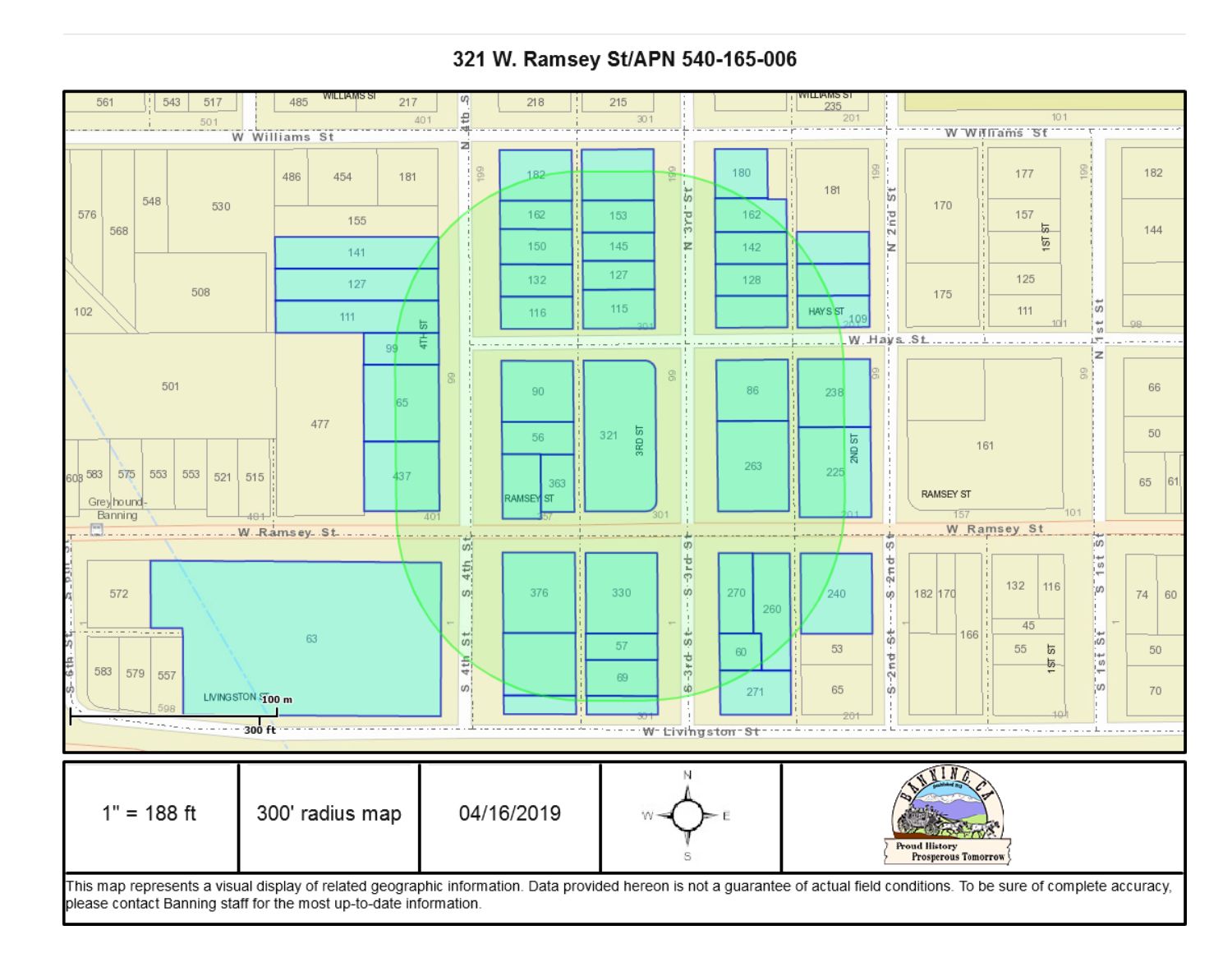# 321 W. Ramsey St/APN 540-165-006

| 1" = 188 ft | 300' radius map | 04/16/2019 |
| --- | --- | --- |

This map represents a visual display of related geographic information. Data provided hereon is not a guarantee of actual field conditions. To be sure of complete accuracy, please contact Banning staff for the most up-to-date information.